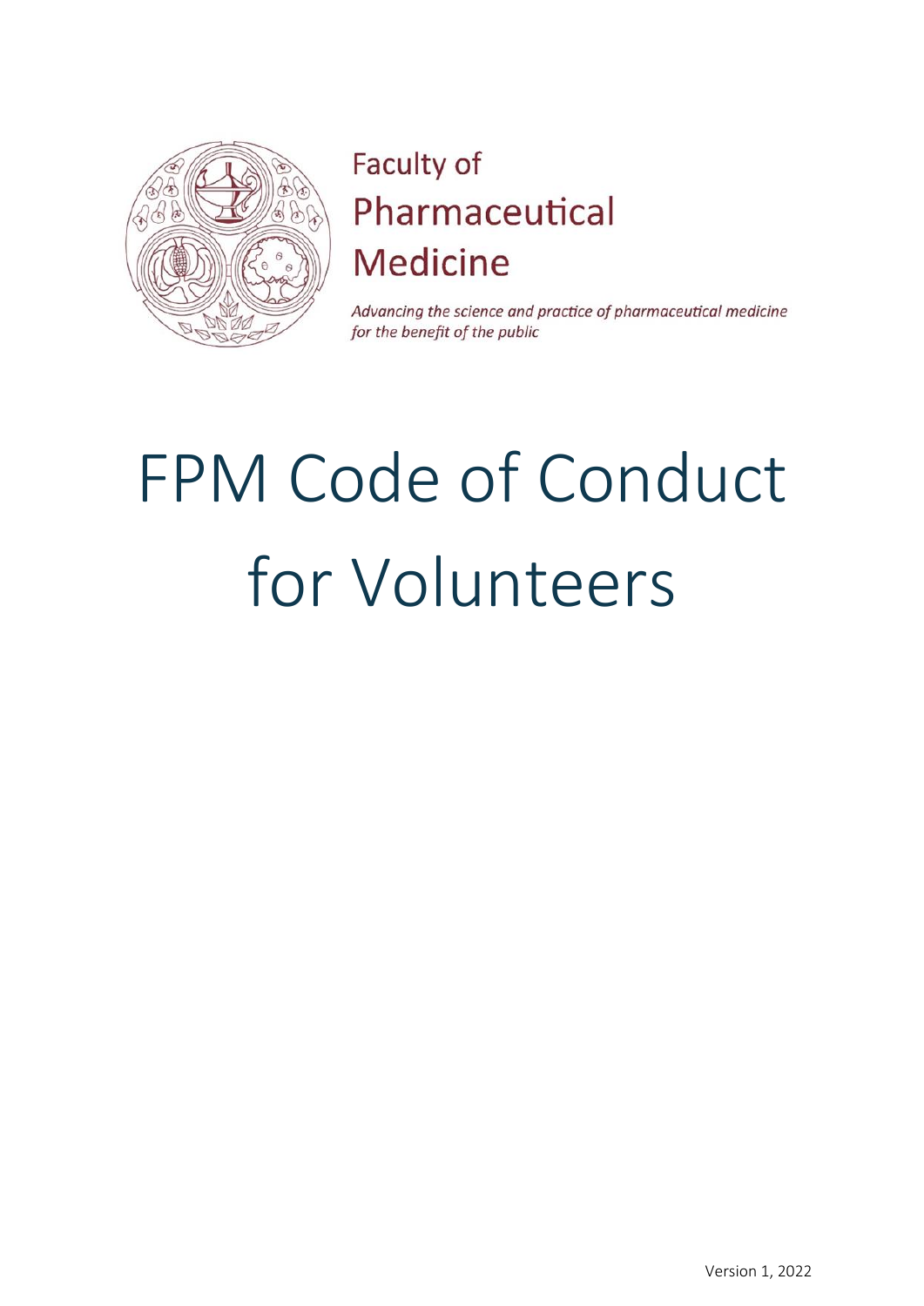Faculty of Pharmaceutical Medicine

*Advancing the science and practice of pharmaceutical medicine for the benefit of the public*

# FPM Code of Conduct for Volunteers

Version 1, 2022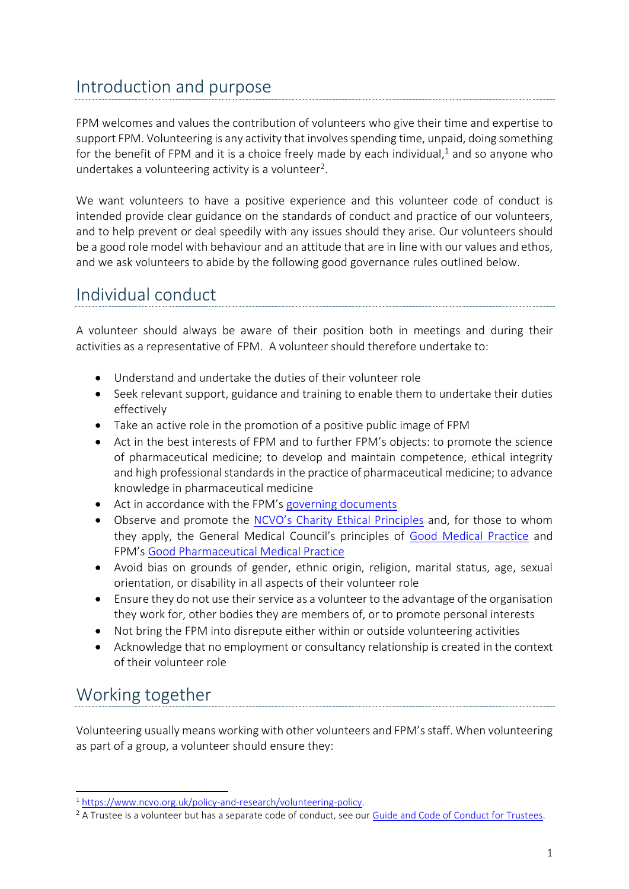## Introduction and purpose

FPM welcomes and values the contribution of volunteers who give their time and expertise to support FPM. Volunteering is any activity that involves spending time, unpaid, doing something for the benefit of FPM and it is a choice freely made by each individual,[1] and so anyone who undertakes a volunteering activity is a volunteer[2].

We want volunteers to have a positive experience and this volunteer code of conduct is intended provide clear guidance on the standards of conduct and practice of our volunteers, and to help prevent or deal speedily with any issues should they arise. Our volunteers should be a good role model with behaviour and an attitude that are in line with our values and ethos, and we ask volunteers to abide by the following good governance rules outlined below.

## Individual conduct

A volunteer should always be aware of their position both in meetings and during their activities as a representative of FPM. A volunteer should therefore undertake to:

- Understand and undertake the duties of their volunteer role
- Seek relevant support, guidance and training to enable them to undertake their duties effectively
- Take an active role in the promotion of a positive public image of FPM
- Act in the best interests of FPM and to further FPM's objects: to promote the science of pharmaceutical medicine; to develop and maintain competence, ethical integrity and high professional standards in the practice of pharmaceutical medicine; to advance knowledge in pharmaceutical medicine
- Act in accordance with the FPM's governing documents
- Observe and promote the NCVO's Charity Ethical Principles and, for those to whom they apply, the General Medical Council's principles of Good Medical Practice and FPM's Good Pharmaceutical Medical Practice
- Avoid bias on grounds of gender, ethnic origin, religion, marital status, age, sexual orientation, or disability in all aspects of their volunteer role
- Ensure they do not use their service as a volunteer to the advantage of the organisation they work for, other bodies they are members of, or to promote personal interests
- Not bring the FPM into disrepute either within or outside volunteering activities
- Acknowledge that no employment or consultancy relationship is created in the context of their volunteer role

## Working together

Volunteering usually means working with other volunteers and FPM's staff. When volunteering as part of a group, a volunteer should ensure they:

---

[1] https://www.ncvo.org.uk/policy-and-research/volunteering-policy.

[2] A Trustee is a volunteer but has a separate code of conduct, see our Guide and Code of Conduct for Trustees.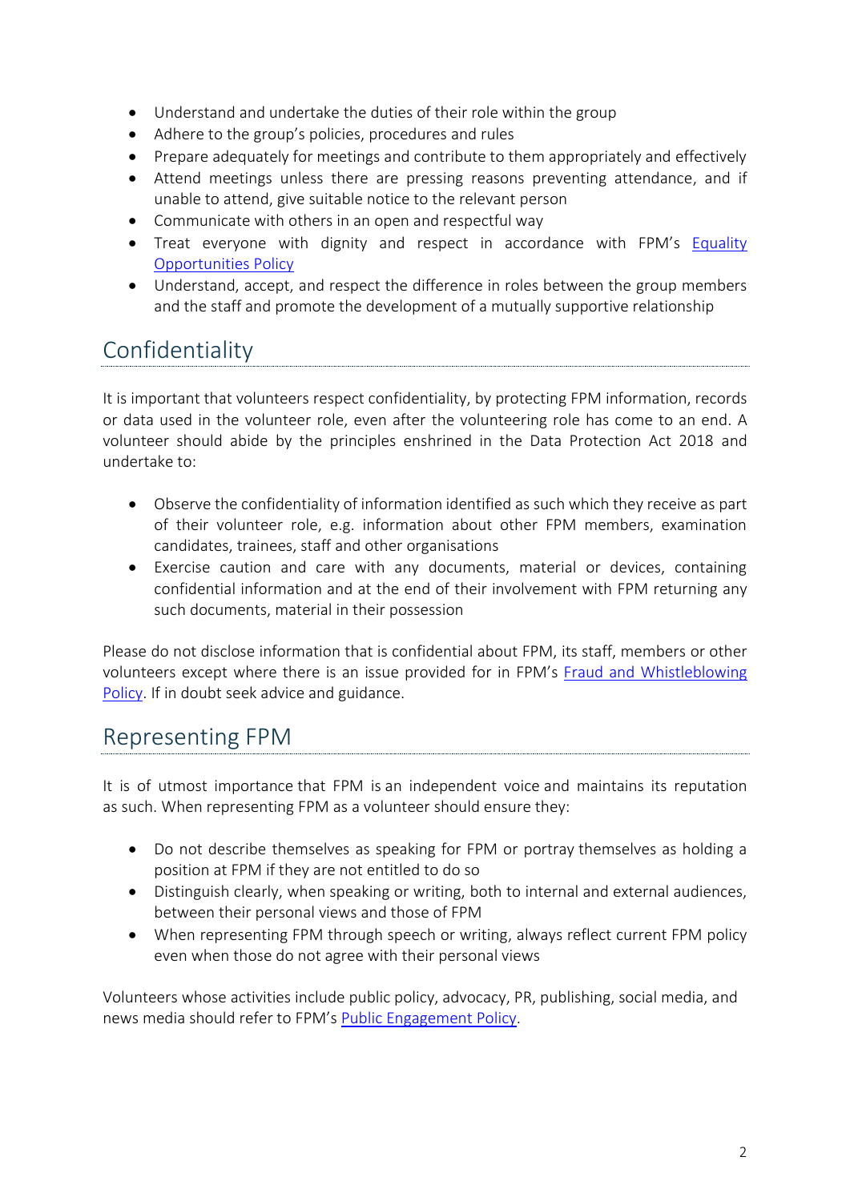- Understand and undertake the duties of their role within the group
- Adhere to the group's policies, procedures and rules
- Prepare adequately for meetings and contribute to them appropriately and effectively
- Attend meetings unless there are pressing reasons preventing attendance, and if unable to attend, give suitable notice to the relevant person
- Communicate with others in an open and respectful way
- Treat everyone with dignity and respect in accordance with FPM's Equality Opportunities Policy
- Understand, accept, and respect the difference in roles between the group members and the staff and promote the development of a mutually supportive relationship

## Confidentiality

It is important that volunteers respect confidentiality, by protecting FPM information, records or data used in the volunteer role, even after the volunteering role has come to an end. A volunteer should abide by the principles enshrined in the Data Protection Act 2018 and undertake to:

- Observe the confidentiality of information identified as such which they receive as part of their volunteer role, e.g. information about other FPM members, examination candidates, trainees, staff and other organisations
- Exercise caution and care with any documents, material or devices, containing confidential information and at the end of their involvement with FPM returning any such documents, material in their possession

Please do not disclose information that is confidential about FPM, its staff, members or other volunteers except where there is an issue provided for in FPM's Fraud and Whistleblowing Policy. If in doubt seek advice and guidance.

## Representing FPM

It is of utmost importance that FPM is an independent voice and maintains its reputation as such. When representing FPM as a volunteer should ensure they:

- Do not describe themselves as speaking for FPM or portray themselves as holding a position at FPM if they are not entitled to do so
- Distinguish clearly, when speaking or writing, both to internal and external audiences, between their personal views and those of FPM
- When representing FPM through speech or writing, always reflect current FPM policy even when those do not agree with their personal views

Volunteers whose activities include public policy, advocacy, PR, publishing, social media, and news media should refer to FPM's Public Engagement Policy.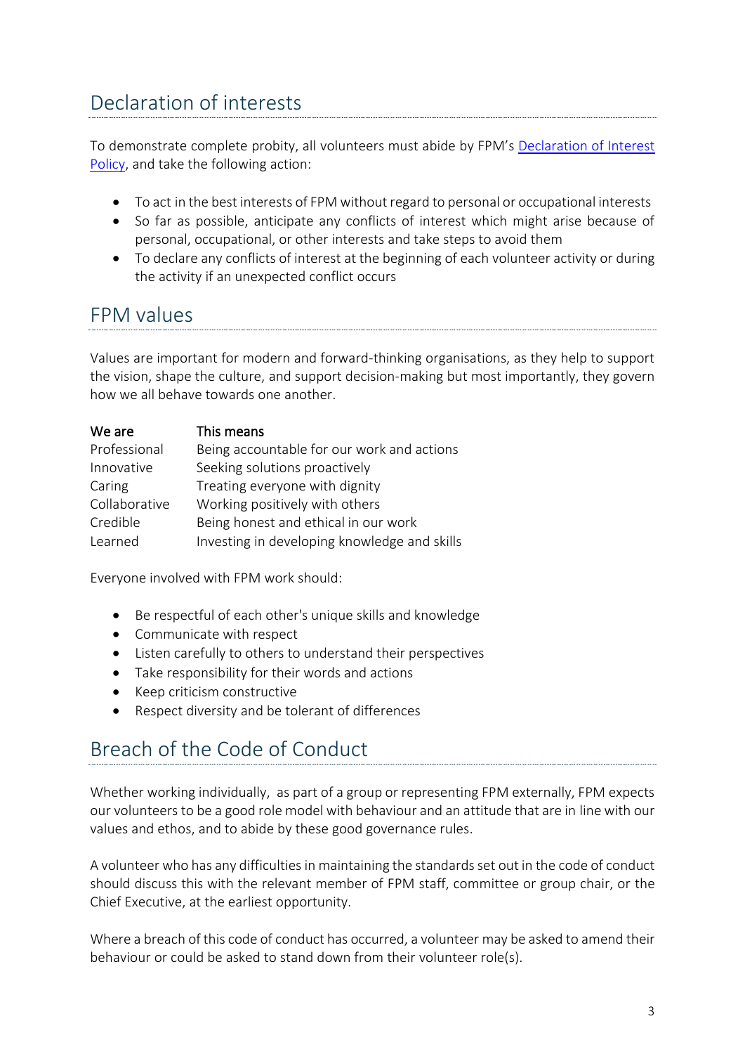## Declaration of interests

To demonstrate complete probity, all volunteers must abide by FPM's Declaration of Interest Policy, and take the following action:

- To act in the best interests of FPM without regard to personal or occupational interests
- So far as possible, anticipate any conflicts of interest which might arise because of personal, occupational, or other interests and take steps to avoid them
- To declare any conflicts of interest at the beginning of each volunteer activity or during the activity if an unexpected conflict occurs

## FPM values

Values are important for modern and forward-thinking organisations, as they help to support the vision, shape the culture, and support decision-making but most importantly, they govern how we all behave towards one another.

| We are | This means |
|---|---|
| Professional | Being accountable for our work and actions |
| Innovative | Seeking solutions proactively |
| Caring | Treating everyone with dignity |
| Collaborative | Working positively with others |
| Credible | Being honest and ethical in our work |
| Learned | Investing in developing knowledge and skills |

Everyone involved with FPM work should:

- Be respectful of each other's unique skills and knowledge
- Communicate with respect
- Listen carefully to others to understand their perspectives
- Take responsibility for their words and actions
- Keep criticism constructive
- Respect diversity and be tolerant of differences

## Breach of the Code of Conduct

Whether working individually, as part of a group or representing FPM externally, FPM expects our volunteers to be a good role model with behaviour and an attitude that are in line with our values and ethos, and to abide by these good governance rules.

A volunteer who has any difficulties in maintaining the standards set out in the code of conduct should discuss this with the relevant member of FPM staff, committee or group chair, or the Chief Executive, at the earliest opportunity.

Where a breach of this code of conduct has occurred, a volunteer may be asked to amend their behaviour or could be asked to stand down from their volunteer role(s).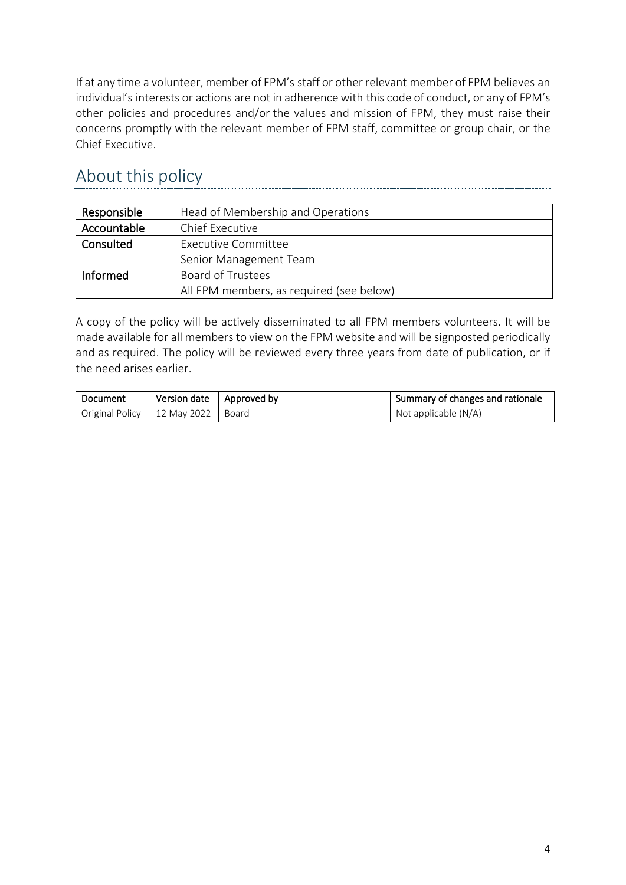If at any time a volunteer, member of FPM's staff or other relevant member of FPM believes an individual's interests or actions are not in adherence with this code of conduct, or any of FPM's other policies and procedures and/or the values and mission of FPM, they must raise their concerns promptly with the relevant member of FPM staff, committee or group chair, or the Chief Executive.

## About this policy

| | |
|---|---|
| **Responsible** | Head of Membership and Operations |
| **Accountable** | Chief Executive |
| **Consulted** | Executive Committee<br>Senior Management Team |
| **Informed** | Board of Trustees<br>All FPM members, as required (see below) |

A copy of the policy will be actively disseminated to all FPM members volunteers. It will be made available for all members to view on the FPM website and will be signposted periodically and as required. The policy will be reviewed every three years from date of publication, or if the need arises earlier.

| Document | Version date | Approved by | Summary of changes and rationale |
|---|---|---|---|
| Original Policy | 12 May 2022 | Board | Not applicable (N/A) |